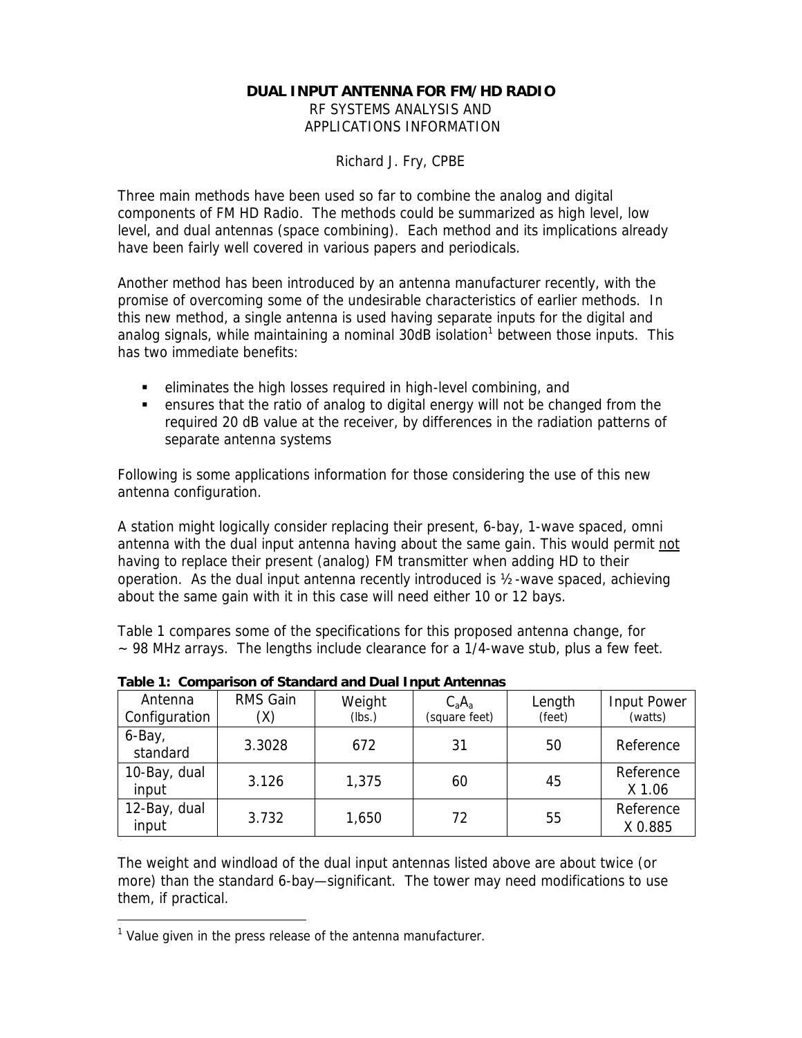# DUAL INPUT ANTENNA FOR FM/HD RADIO

RF SYSTEMS ANALYSIS AND
APPLICATIONS INFORMATION

Richard J. Fry, CPBE

Three main methods have been used so far to combine the analog and digital components of FM HD Radio. The methods could be summarized as high level, low level, and dual antennas (space combining). Each method and its implications already have been fairly well covered in various papers and periodicals.

Another method has been introduced by an antenna manufacturer recently, with the promise of overcoming some of the undesirable characteristics of earlier methods. In this new method, a single antenna is used having separate inputs for the digital and analog signals, while maintaining a nominal 30dB isolation[1] between those inputs. This has two immediate benefits:

- eliminates the high losses required in high-level combining, and
- ensures that the ratio of analog to digital energy will not be changed from the required 20 dB value at the receiver, by differences in the radiation patterns of separate antenna systems

Following is some applications information for those considering the use of this new antenna configuration.

A station might logically consider replacing their present, 6-bay, 1-wave spaced, omni antenna with the dual input antenna having about the same gain. This would permit <u>not</u> having to replace their present (analog) FM transmitter when adding HD to their operation. As the dual input antenna recently introduced is ½-wave spaced, achieving about the same gain with it in this case will need either 10 or 12 bays.

Table 1 compares some of the specifications for this proposed antenna change, for ~ 98 MHz arrays. The lengths include clearance for a 1/4-wave stub, plus a few feet.

**Table 1: Comparison of Standard and Dual Input Antennas**

| Antenna Configuration | RMS Gain (X) | Weight (lbs.) | $C_aA_a$ (square feet) | Length (feet) | Input Power (watts) |
|---|---|---|---|---|---|
| 6-Bay, standard | 3.3028 | 672 | 31 | 50 | Reference |
| 10-Bay, dual input | 3.126 | 1,375 | 60 | 45 | Reference X 1.06 |
| 12-Bay, dual input | 3.732 | 1,650 | 72 | 55 | Reference X 0.885 |

The weight and windload of the dual input antennas listed above are about twice (or more) than the standard 6-bay—significant. The tower may need modifications to use them, if practical.

[1] Value given in the press release of the antenna manufacturer.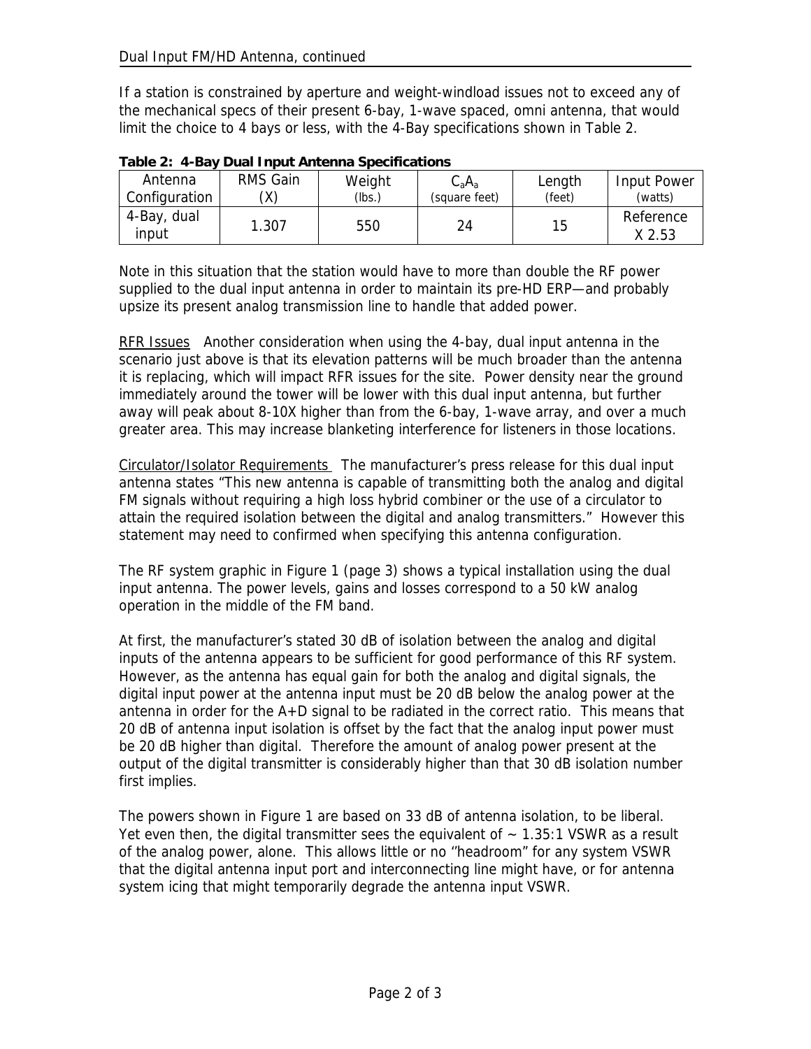Dual Input FM/HD Antenna, continued

If a station is constrained by aperture and weight-windload issues not to exceed any of the mechanical specs of their present 6-bay, 1-wave spaced, omni antenna, that would limit the choice to 4 bays or less, with the 4-Bay specifications shown in Table 2.

**Table 2: 4-Bay Dual Input Antenna Specifications**

| Antenna Configuration | RMS Gain (X) | Weight (lbs.) | $C_aA_a$ (square feet) | Length (feet) | Input Power (watts) |
|---|---|---|---|---|---|
| 4-Bay, dual input | 1.307 | 550 | 24 | 15 | Reference X 2.53 |

Note in this situation that the station would have to more than double the RF power supplied to the dual input antenna in order to maintain its pre-HD ERP—and probably upsize its present analog transmission line to handle that added power.

RFR Issues   Another consideration when using the 4-bay, dual input antenna in the scenario just above is that its elevation patterns will be much broader than the antenna it is replacing, which will impact RFR issues for the site. Power density near the ground immediately around the tower will be lower with this dual input antenna, but further away will peak about 8-10X higher than from the 6-bay, 1-wave array, and over a much greater area. This may increase blanketing interference for listeners in those locations.

Circulator/Isolator Requirements   The manufacturer's press release for this dual input antenna states "This new antenna is capable of transmitting both the analog and digital FM signals without requiring a high loss hybrid combiner or the use of a circulator to attain the required isolation between the digital and analog transmitters." However this statement may need to confirmed when specifying this antenna configuration.

The RF system graphic in Figure 1 (page 3) shows a typical installation using the dual input antenna. The power levels, gains and losses correspond to a 50 kW analog operation in the middle of the FM band.

At first, the manufacturer's stated 30 dB of isolation between the analog and digital inputs of the antenna appears to be sufficient for good performance of this RF system. However, as the antenna has equal gain for both the analog and digital signals, the digital input power at the antenna input must be 20 dB below the analog power at the antenna in order for the A+D signal to be radiated in the correct ratio. This means that 20 dB of antenna input isolation is offset by the fact that the analog input power must be 20 dB higher than digital. Therefore the amount of analog power present at the output of the digital transmitter is considerably higher than that 30 dB isolation number first implies.

The powers shown in Figure 1 are based on 33 dB of antenna isolation, to be liberal. Yet even then, the digital transmitter sees the equivalent of ~ 1.35:1 VSWR as a result of the analog power, alone. This allows little or no "headroom" for any system VSWR that the digital antenna input port and interconnecting line might have, or for antenna system icing that might temporarily degrade the antenna input VSWR.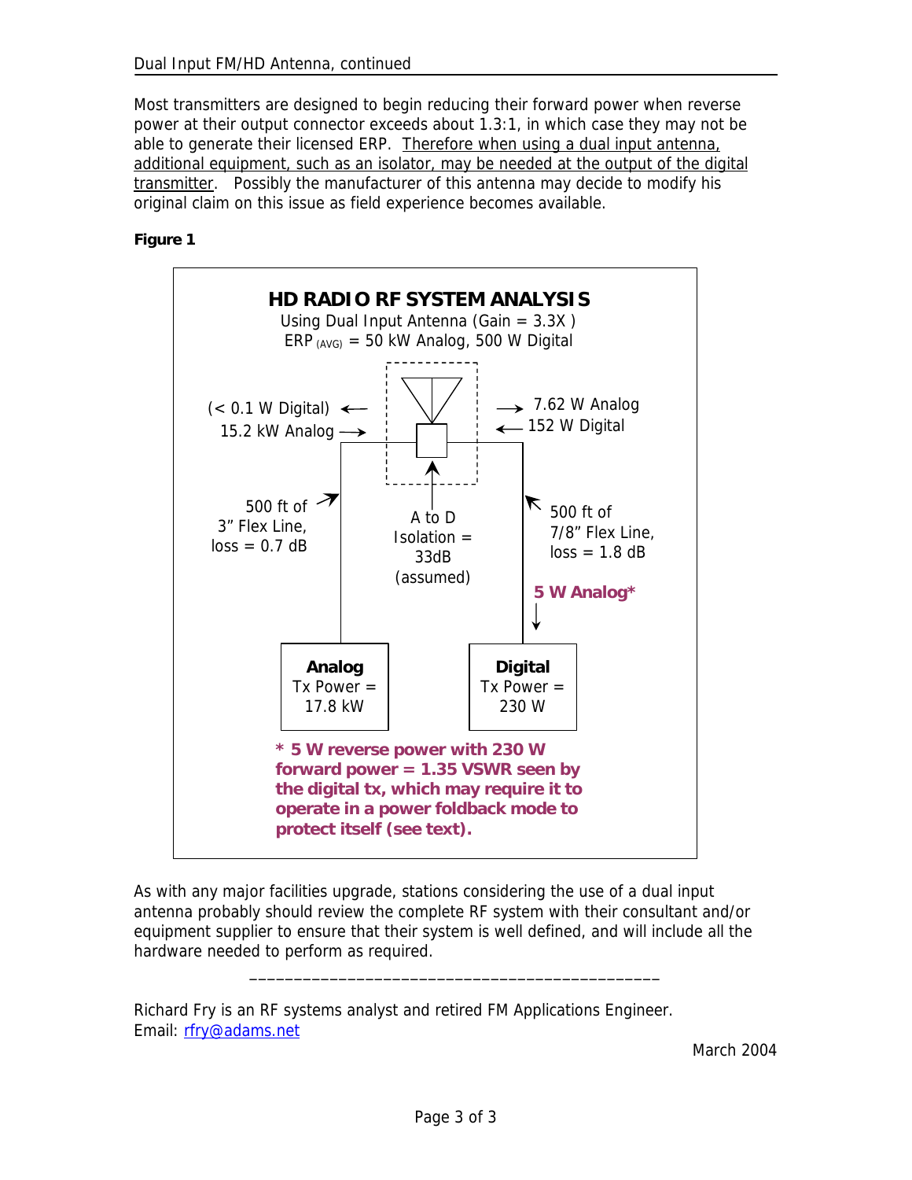Most transmitters are designed to begin reducing their forward power when reverse power at their output connector exceeds about 1.3:1, in which case they may not be able to generate their licensed ERP. Therefore when using a dual input antenna, additional equipment, such as an isolator, may be needed at the output of the digital transmitter. Possibly the manufacturer of this antenna may decide to modify his original claim on this issue as field experience becomes available.

**Figure 1**

**HD RADIO RF SYSTEM ANALYSIS**

Using Dual Input Antenna (Gain = 3.3X )

ERP $_{(AVG)}$ = 50 kW Analog, 500 W Digital

(< 0.1 W Digital) ←

15.2 kW Analog →

→ 7.62 W Analog

← 152 W Digital

500 ft of 3" Flex Line, loss = 0.7 dB

A to D Isolation = 33dB (assumed)

500 ft of 7/8" Flex Line, loss = 1.8 dB

**5 W Analog***

**Analog** Tx Power = 17.8 kW

**Digital** Tx Power = 230 W

**\* 5 W reverse power with 230 W forward power = 1.35 VSWR seen by the digital tx, which may require it to operate in a power foldback mode to protect itself (see text).**

As with any major facilities upgrade, stations considering the use of a dual input antenna probably should review the complete RF system with their consultant and/or equipment supplier to ensure that their system is well defined, and will include all the hardware needed to perform as required.

---

Richard Fry is an RF systems analyst and retired FM Applications Engineer.
Email: rfry@adams.net

March 2004